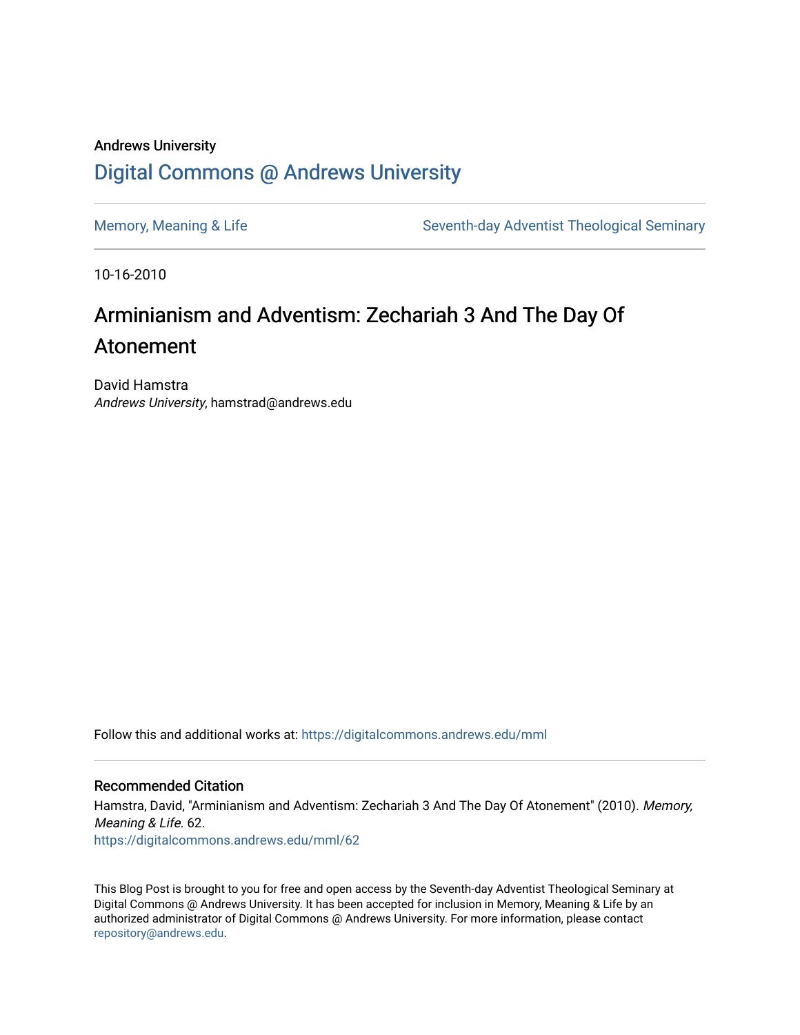Andrews University

# Digital Commons @ Andrews University

Memory, Meaning & Life | Seventh-day Adventist Theological Seminary

10-16-2010

## Arminianism and Adventism: Zechariah 3 And The Day Of Atonement

David Hamstra
*Andrews University*, hamstrad@andrews.edu

Follow this and additional works at: https://digitalcommons.andrews.edu/mml

### Recommended Citation

Hamstra, David, "Arminianism and Adventism: Zechariah 3 And The Day Of Atonement" (2010). *Memory, Meaning & Life*. 62.
https://digitalcommons.andrews.edu/mml/62

This Blog Post is brought to you for free and open access by the Seventh-day Adventist Theological Seminary at Digital Commons @ Andrews University. It has been accepted for inclusion in Memory, Meaning & Life by an authorized administrator of Digital Commons @ Andrews University. For more information, please contact repository@andrews.edu.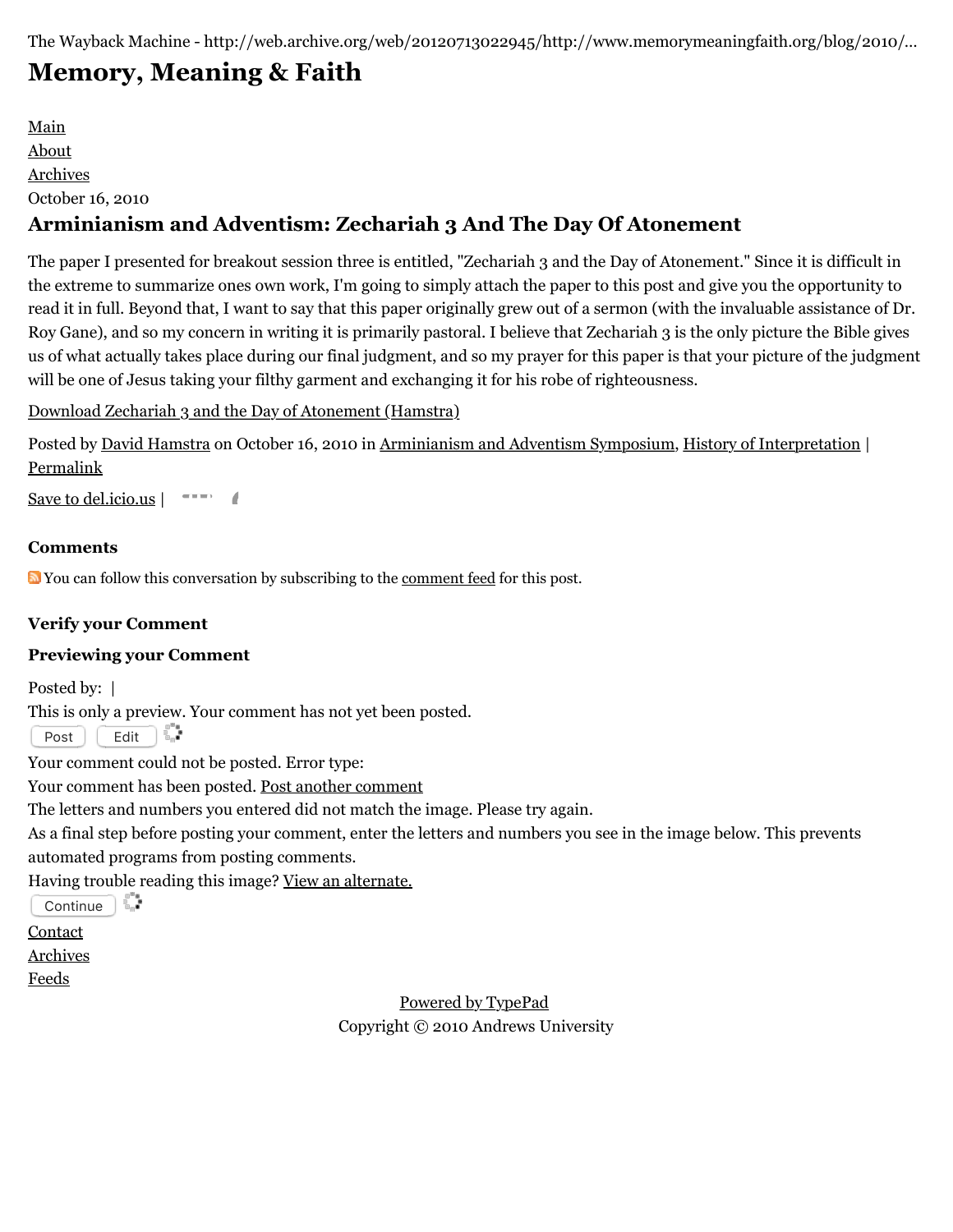The Wayback Machine - http://web.archive.org/web/20120713022945/http://www.memorymeaningfaith.org/blog/2010/...

# Memory, Meaning & Faith

Main
About
Archives

October 16, 2010

## Arminianism and Adventism: Zechariah 3 And The Day Of Atonement

The paper I presented for breakout session three is entitled, "Zechariah 3 and the Day of Atonement." Since it is difficult in the extreme to summarize ones own work, I'm going to simply attach the paper to this post and give you the opportunity to read it in full. Beyond that, I want to say that this paper originally grew out of a sermon (with the invaluable assistance of Dr. Roy Gane), and so my concern in writing it is primarily pastoral. I believe that Zechariah 3 is the only picture the Bible gives us of what actually takes place during our final judgment, and so my prayer for this paper is that your picture of the judgment will be one of Jesus taking your filthy garment and exchanging it for his robe of righteousness.

Download Zechariah 3 and the Day of Atonement (Hamstra)

Posted by David Hamstra on October 16, 2010 in Arminianism and Adventism Symposium, History of Interpretation | Permalink

Save to del.icio.us |

### Comments

You can follow this conversation by subscribing to the comment feed for this post.

### Verify your Comment

### Previewing your Comment

Posted by: |
This is only a preview. Your comment has not yet been posted.

Post Edit

Your comment could not be posted. Error type:
Your comment has been posted. Post another comment
The letters and numbers you entered did not match the image. Please try again.
As a final step before posting your comment, enter the letters and numbers you see in the image below. This prevents automated programs from posting comments.
Having trouble reading this image? View an alternate.

Continue

Contact
Archives
Feeds

Powered by TypePad
Copyright © 2010 Andrews University